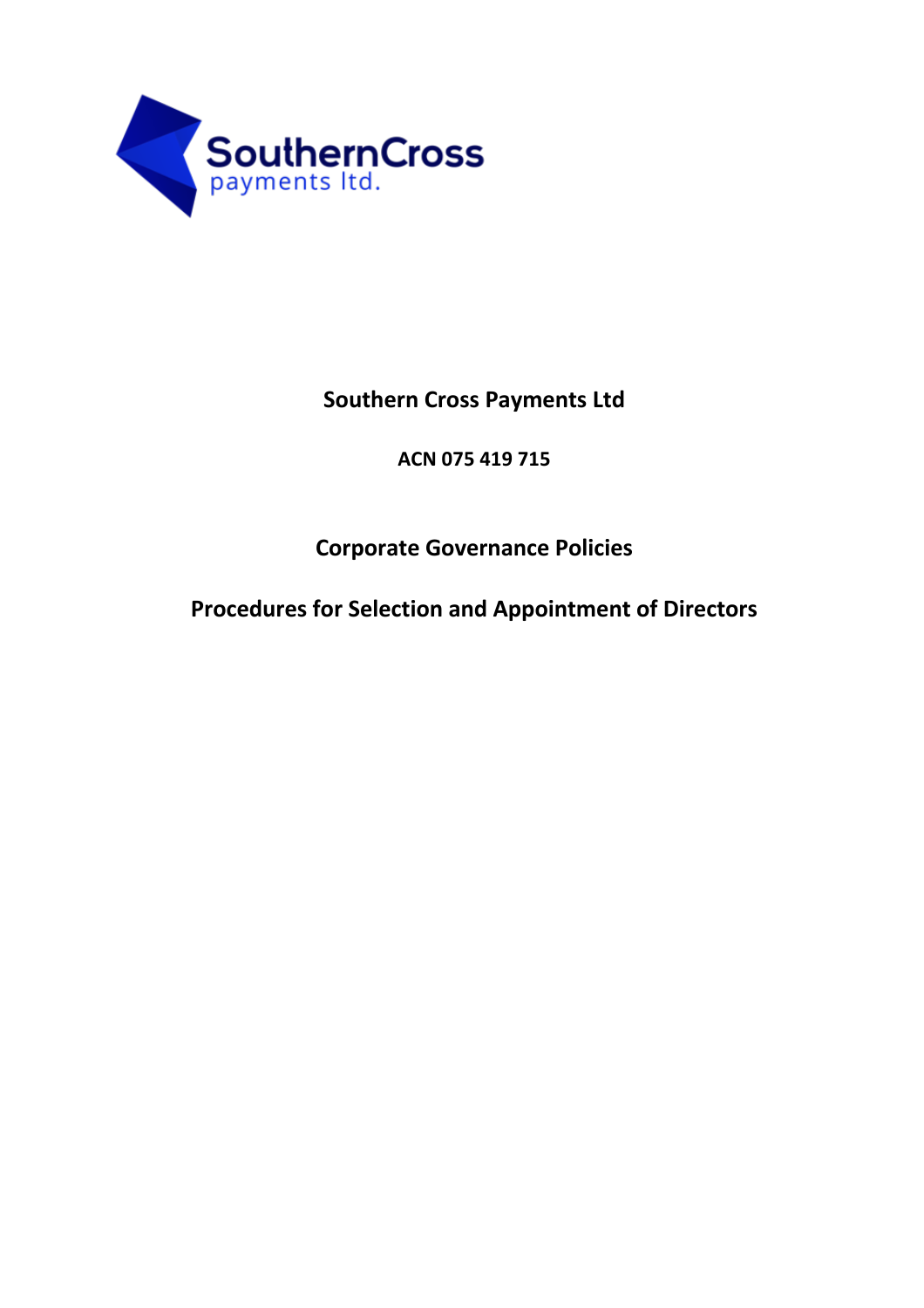# Southern Cross Payments Ltd

**ACN 075 419 715**

## Corporate Governance Policies

## Procedures for Selection and Appointment of Directors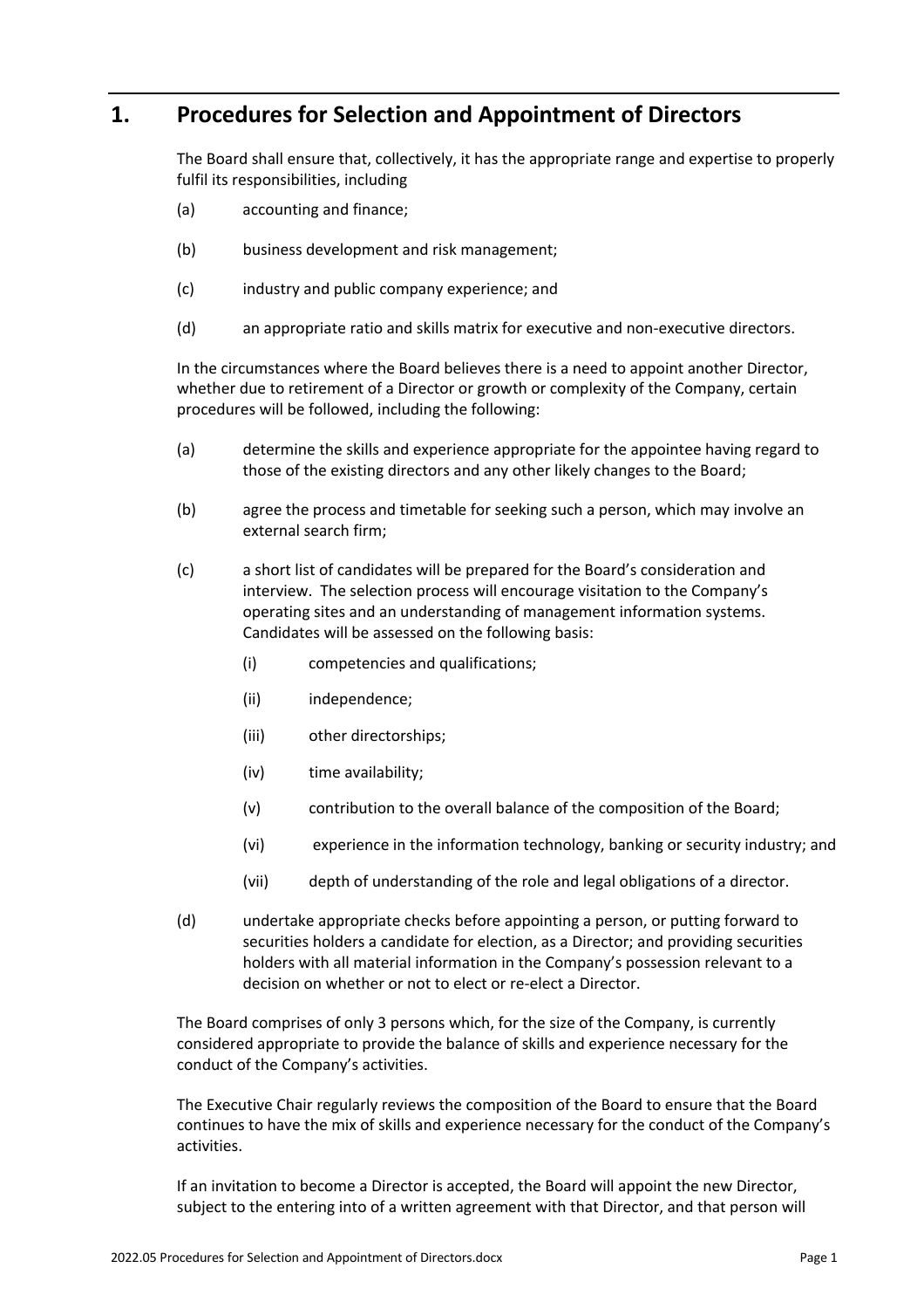# 1. Procedures for Selection and Appointment of Directors

The Board shall ensure that, collectively, it has the appropriate range and expertise to properly fulfil its responsibilities, including

(a) accounting and finance;

(b) business development and risk management;

(c) industry and public company experience; and

(d) an appropriate ratio and skills matrix for executive and non-executive directors.

In the circumstances where the Board believes there is a need to appoint another Director, whether due to retirement of a Director or growth or complexity of the Company, certain procedures will be followed, including the following:

(a) determine the skills and experience appropriate for the appointee having regard to those of the existing directors and any other likely changes to the Board;

(b) agree the process and timetable for seeking such a person, which may involve an external search firm;

(c) a short list of candidates will be prepared for the Board's consideration and interview. The selection process will encourage visitation to the Company's operating sites and an understanding of management information systems. Candidates will be assessed on the following basis:

   (i) competencies and qualifications;

   (ii) independence;

   (iii) other directorships;

   (iv) time availability;

   (v) contribution to the overall balance of the composition of the Board;

   (vi) experience in the information technology, banking or security industry; and

   (vii) depth of understanding of the role and legal obligations of a director.

(d) undertake appropriate checks before appointing a person, or putting forward to securities holders a candidate for election, as a Director; and providing securities holders with all material information in the Company's possession relevant to a decision on whether or not to elect or re-elect a Director.

The Board comprises of only 3 persons which, for the size of the Company, is currently considered appropriate to provide the balance of skills and experience necessary for the conduct of the Company's activities.

The Executive Chair regularly reviews the composition of the Board to ensure that the Board continues to have the mix of skills and experience necessary for the conduct of the Company's activities.

If an invitation to become a Director is accepted, the Board will appoint the new Director, subject to the entering into of a written agreement with that Director, and that person will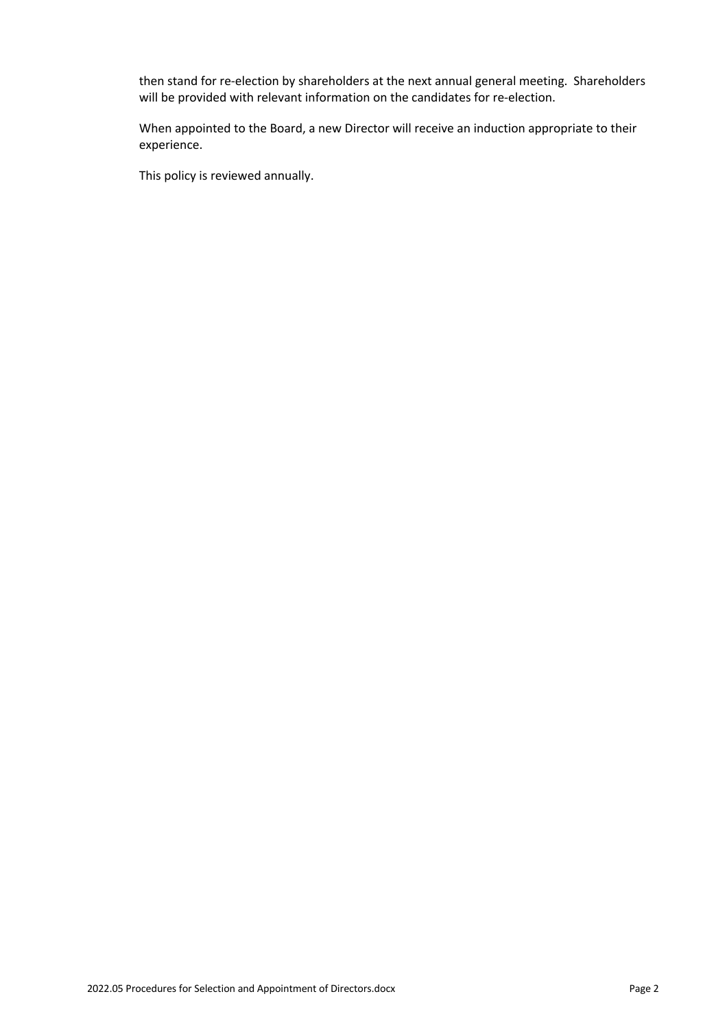then stand for re-election by shareholders at the next annual general meeting. Shareholders will be provided with relevant information on the candidates for re-election.

When appointed to the Board, a new Director will receive an induction appropriate to their experience.

This policy is reviewed annually.